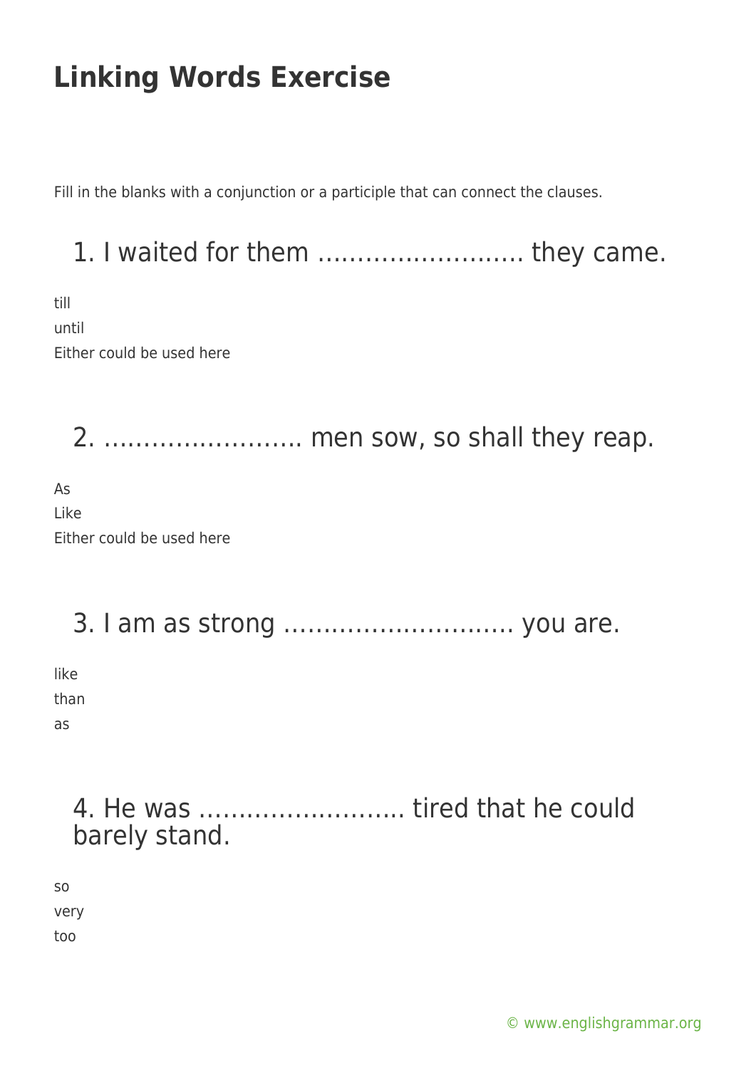# Linking Words Exercise

Fill in the blanks with a conjunction or a participle that can connect the clauses.

## 1. I waited for them …………………….. they came.

till

until

Either could be used here

## 2. ……………………. men sow, so shall they reap.

As

Like

Either could be used here

## 3. I am as strong ……………………….. you are.

like

than

as

## 4. He was …………………….. tired that he could barely stand.

so

very

too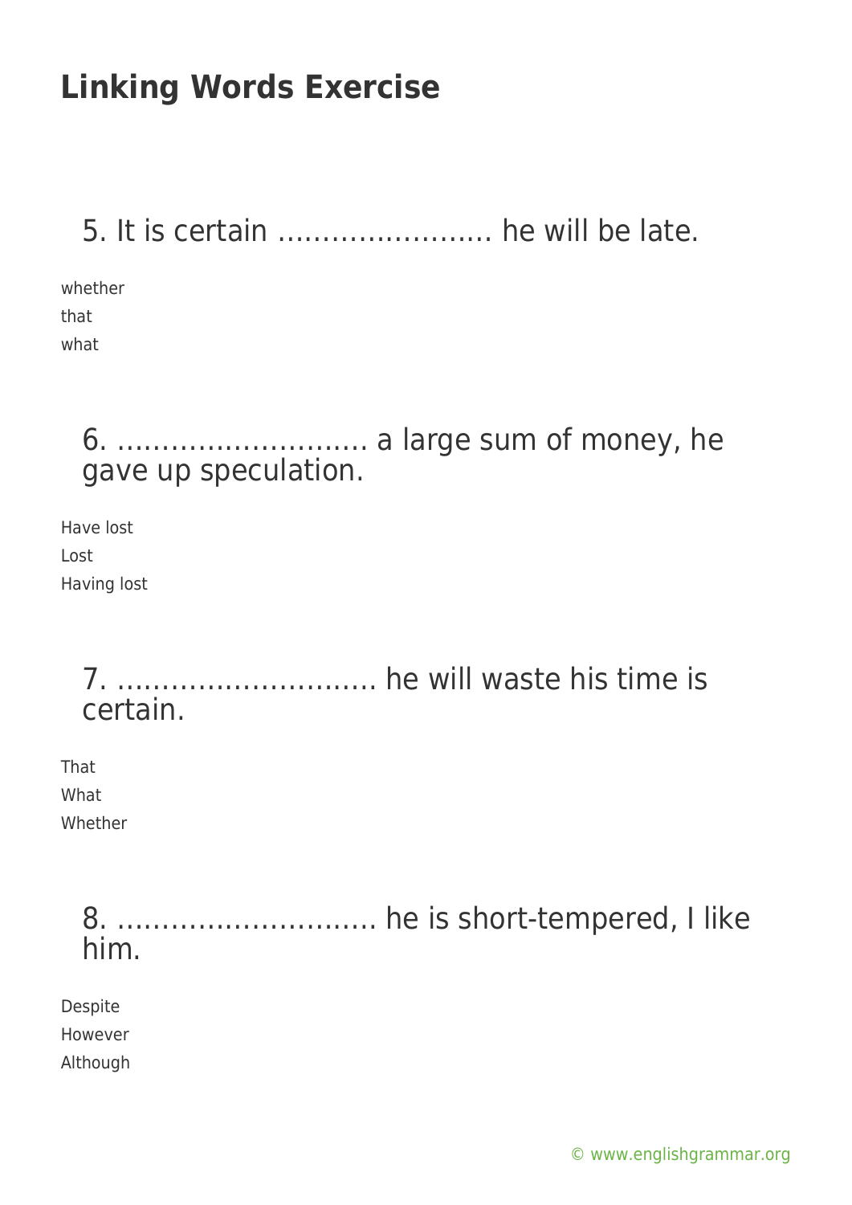# Linking Words Exercise

5. It is certain …………………… he will be late.

whether
that
what

6. ………………………. a large sum of money, he gave up speculation.

Have lost
Lost
Having lost

7. ………………………. he will waste his time is certain.

That
What
Whether

8. ………………………. he is short-tempered, I like him.

Despite
However
Although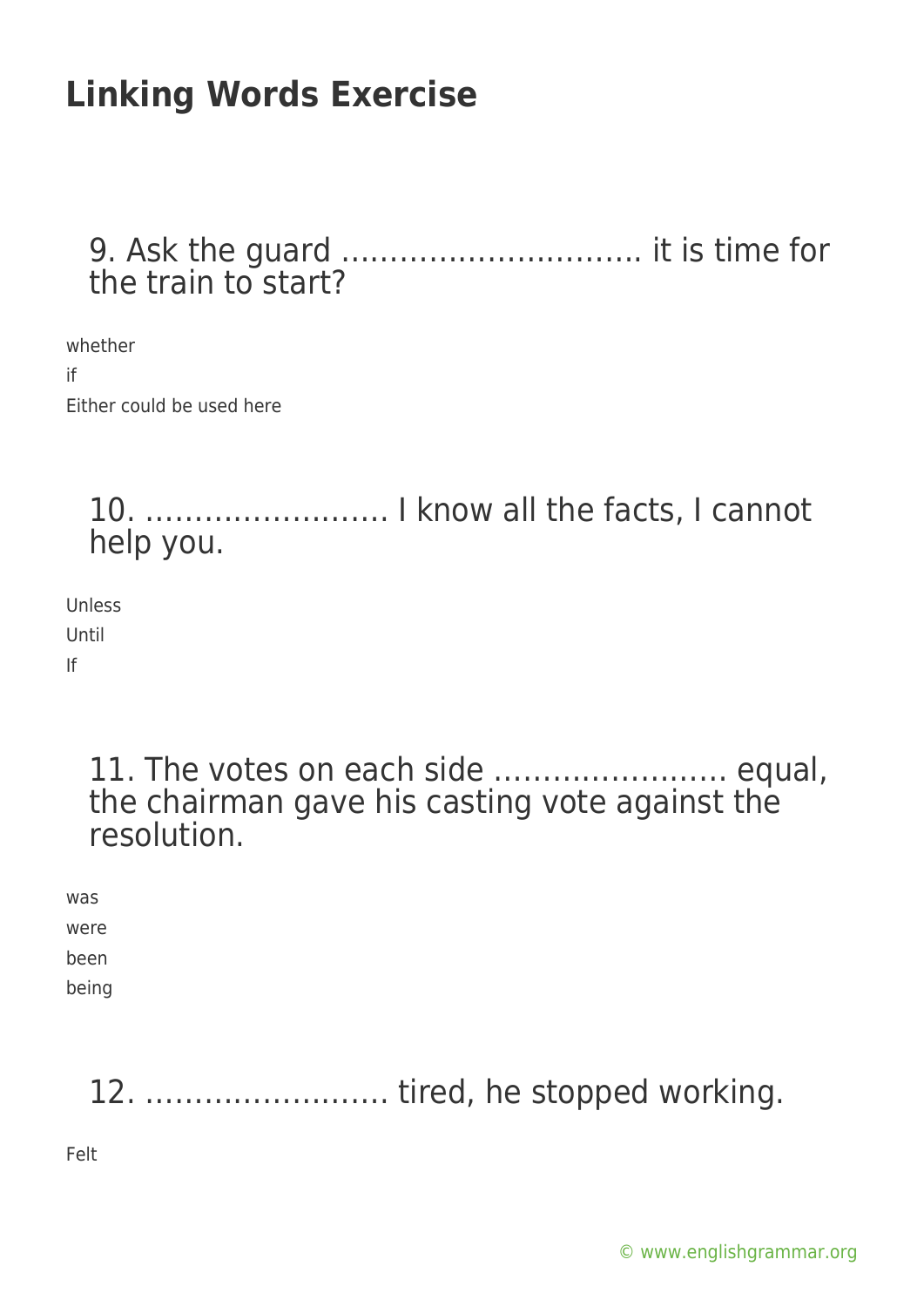# Linking Words Exercise

9. Ask the guard ……………………………. it is time for the train to start?

whether

if

Either could be used here

10. ……………………. I know all the facts, I cannot help you.

Unless

Until

If

11. The votes on each side ……………………. equal, the chairman gave his casting vote against the resolution.

was

were

been

being

12. ……………………. tired, he stopped working.

Felt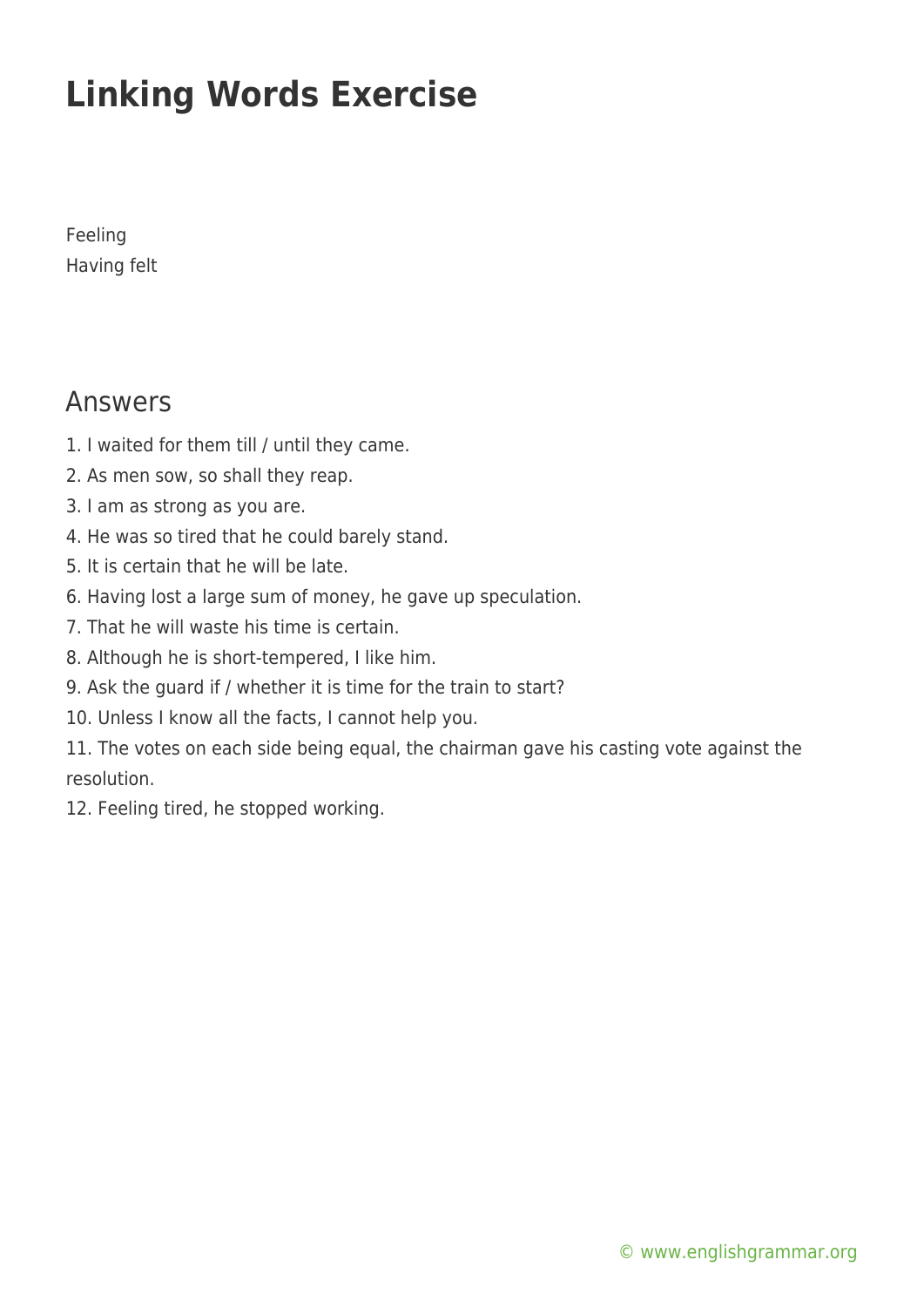# Linking Words Exercise

Feeling
Having felt

## Answers

1. I waited for them till / until they came.
2. As men sow, so shall they reap.
3. I am as strong as you are.
4. He was so tired that he could barely stand.
5. It is certain that he will be late.
6. Having lost a large sum of money, he gave up speculation.
7. That he will waste his time is certain.
8. Although he is short-tempered, I like him.
9. Ask the guard if / whether it is time for the train to start?
10. Unless I know all the facts, I cannot help you.
11. The votes on each side being equal, the chairman gave his casting vote against the resolution.
12. Feeling tired, he stopped working.

© www.englishgrammar.org